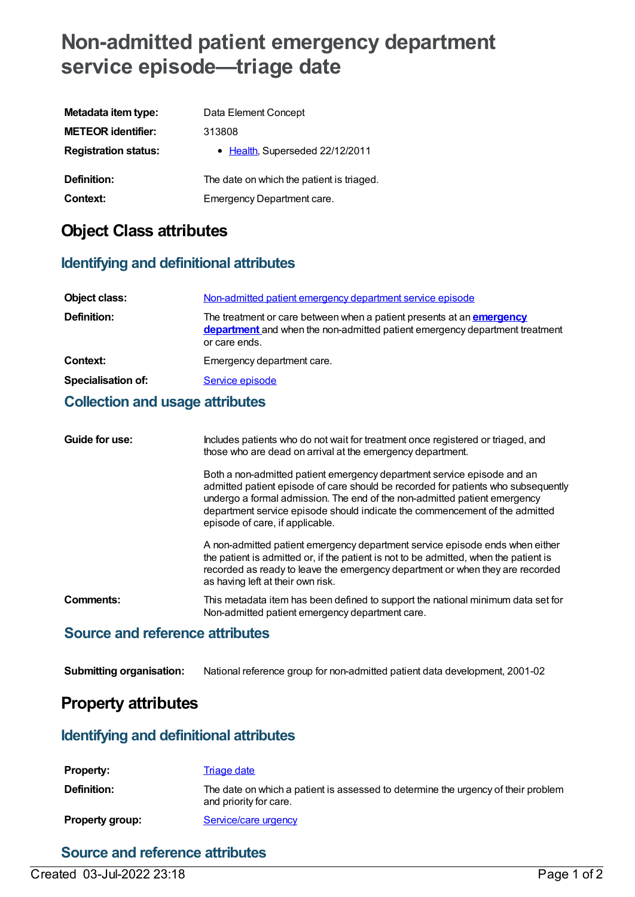# Non-admitted patient emergency department service episode—triage date

| | |
|---|---|
| **Metadata item type:** | Data Element Concept |
| **METEOR identifier:** | 313808 |
| **Registration status:** | • Health, Superseded 22/12/2011 |
| **Definition:** | The date on which the patient is triaged. |
| **Context:** | Emergency Department care. |

## Object Class attributes

### Identifying and definitional attributes

| | |
|---|---|
| **Object class:** | Non-admitted patient emergency department service episode |
| **Definition:** | The treatment or care between when a patient presents at an **emergency department** and when the non-admitted patient emergency department treatment or care ends. |
| **Context:** | Emergency department care. |
| **Specialisation of:** | Service episode |

### Collection and usage attributes

**Guide for use:**

Includes patients who do not wait for treatment once registered or triaged, and those who are dead on arrival at the emergency department.

Both a non-admitted patient emergency department service episode and an admitted patient episode of care should be recorded for patients who subsequently undergo a formal admission. The end of the non-admitted patient emergency department service episode should indicate the commencement of the admitted episode of care, if applicable.

A non-admitted patient emergency department service episode ends when either the patient is admitted or, if the patient is not to be admitted, when the patient is recorded as ready to leave the emergency department or when they are recorded as having left at their own risk.

**Comments:**

This metadata item has been defined to support the national minimum data set for Non-admitted patient emergency department care.

### Source and reference attributes

| | |
|---|---|
| **Submitting organisation:** | National reference group for non-admitted patient data development, 2001-02 |

## Property attributes

### Identifying and definitional attributes

| | |
|---|---|
| **Property:** | Triage date |
| **Definition:** | The date on which a patient is assessed to determine the urgency of their problem and priority for care. |
| **Property group:** | Service/care urgency |

### Source and reference attributes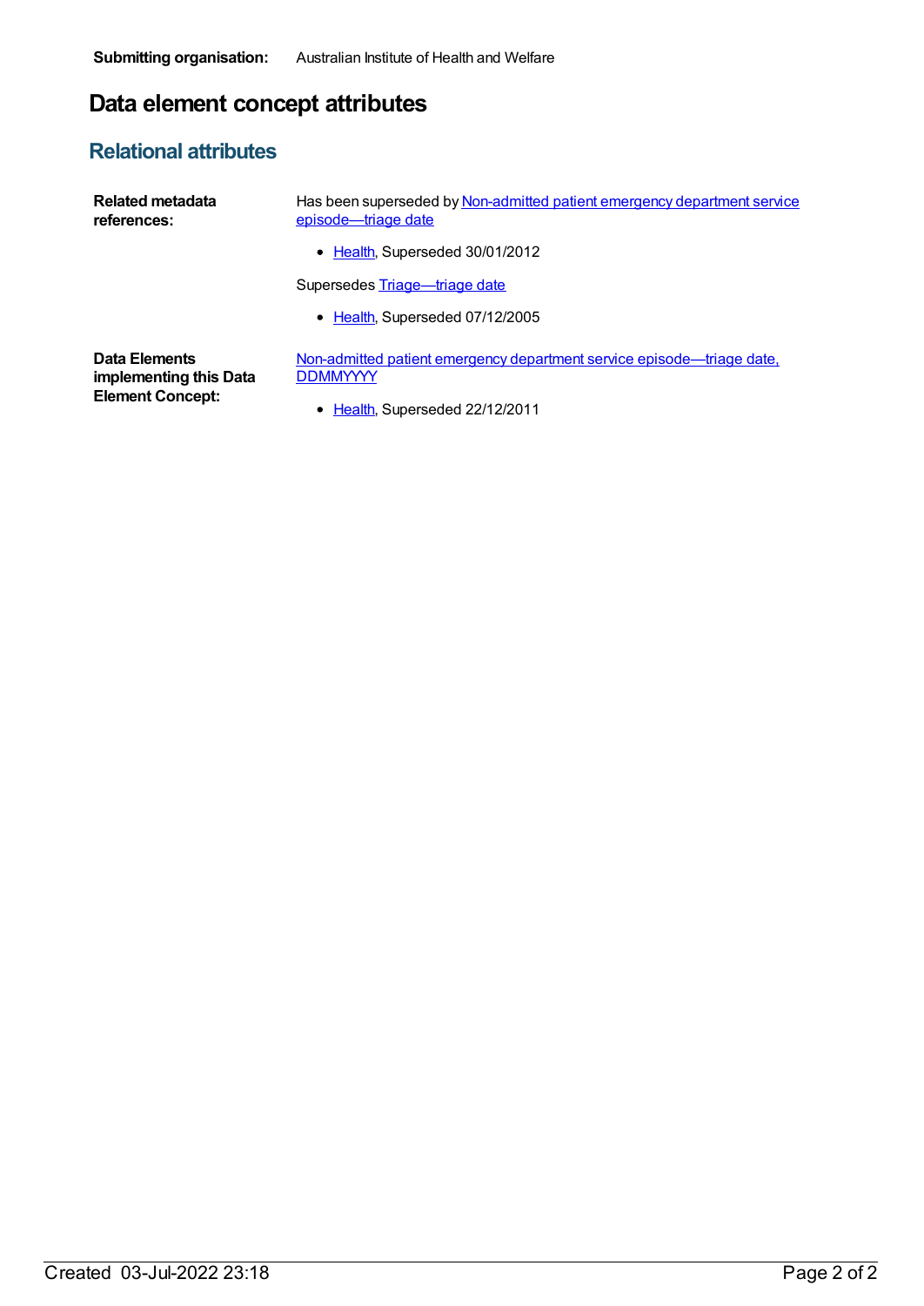**Submitting organisation:** Australian Institute of Health and Welfare

# Data element concept attributes

## Relational attributes

**Related metadata references:**

Has been superseded by Non-admitted patient emergency department service episode—triage date

- Health, Superseded 30/01/2012

Supersedes Triage—triage date

- Health, Superseded 07/12/2005

**Data Elements implementing this Data Element Concept:**

Non-admitted patient emergency department service episode—triage date, DDMMYYYY

- Health, Superseded 22/12/2011